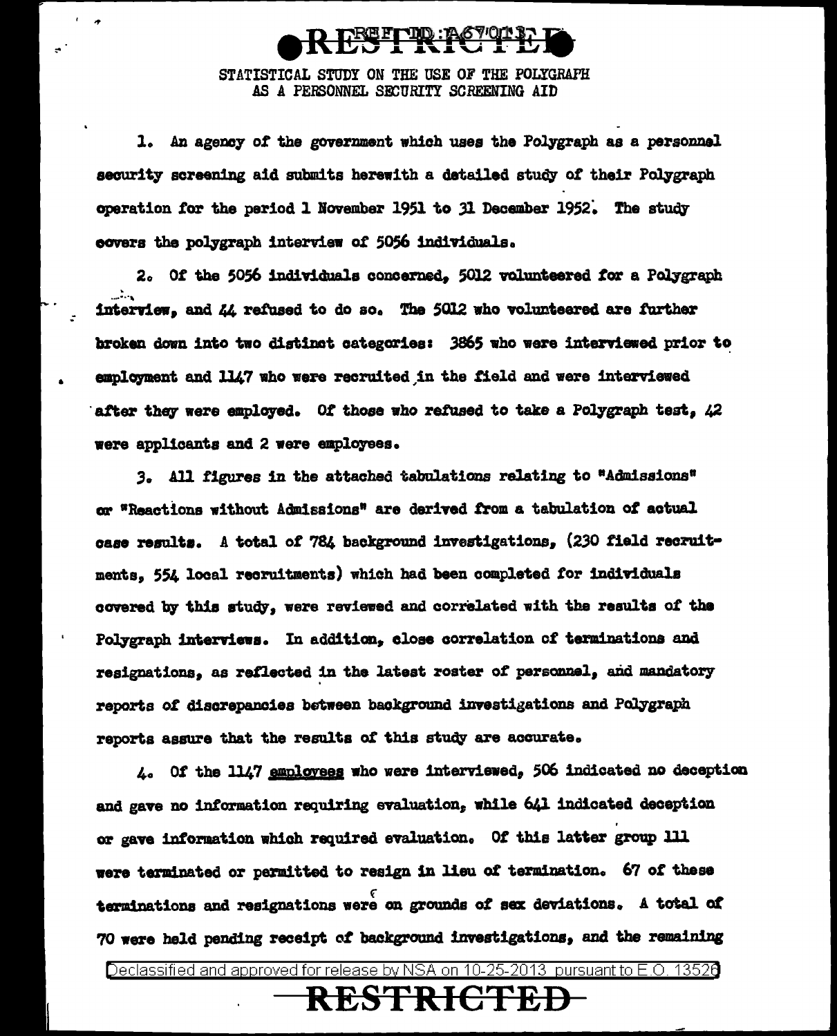STATISTICAL STUDY ON THE USE OF THE POLYGRAPH AS A PERSONNEL SECURITY SCREENING AID

1. An agency of the government which uses the Polygraph as a personnel security screening aid submits herewith a detailed study of their Polygraph operation for the period 1 November 1951 to 31 December 1952. The study covers the polygraph interview of 5056 individuals.

2. Of the 5056 individuals concerned, 5012 volunteered for a Polygraph interview, and 44 refused to do so. The 5012 who volunteered are further broken down into two distinct categories: 3865 who were interviewed prior to employment and 1147 who were recruited in the field and were interviewed after they were employed. Of those who refused to take a Polygraph test, 42 were applicants and 2 were employees.

3. All figures in the attached tabulations relating to "Admissions" or "Reactions without Admissions" are derived from a tabulation of actual case results. A total of 784 background investigations, (230 field recruitments, 554 local recruitments) which had been completed for individuals covered by this study, were reviewed and correlated with the results of the Polygraph interviews. In addition, close correlation of terminations and resignations, as reflected in the latest roster of personnel, and mandatory reports of discrepancies between background investigations and Polygraph reports assure that the results of this study are accurate.

4. Of the 1147 employees who were interviewed, 506 indicated no deception and gave no information requiring evaluation, while 641 indicated deception or gave information which required evaluation. Of this latter group 111 were terminated or permitted to resign in lieu of termination. 67 of these terminations and resignations were on grounds of sex deviations. A total of 70 were held pending receipt of background investigations, and the remaining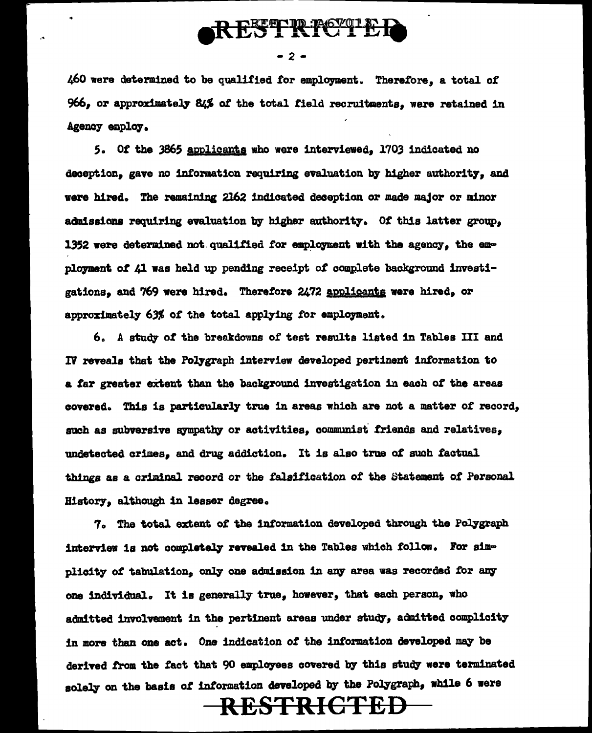460 were determined to be qualified for employment. Therefore, a total of 966, or approximately 84% of the total field recruitments, were retained in Agency employ.

5. Of the 3865 applicants who were interviewed, 1703 indicated no deception, gave no information requiring evaluation by higher authority, and were hired. The remaining 2162 indicated deception or made major or minor admissions requiring evaluation by higher authority. Of this latter group, 1352 were determined not qualified for employment with the agency, the employment of 41 was held up pending receipt of complete background investigations, and 769 were hired. Therefore 2472 applicants were hired, or approximately 63% of the total applying for employment.

6. A study of the breakdowns of test results listed in Tables III and IV reveals that the Polygraph interview developed pertinent information to a far greater extent than the background investigation in each of the areas covered. This is particularly true in areas which are not a matter of record, such as subversive sympathy or activities, communist friends and relatives, undetected crimes, and drug addiction. It is also true of such factual things as a criminal record or the falsification of the Statement of Personal History, although in lesser degree.

7. The total extent of the information developed through the Polygraph interview is not completely revealed in the Tables which follow. For simplicity of tabulation, only one admission in any area was recorded for any one individual. It is generally true, however, that each person, who admitted involvement in the pertinent areas under study, admitted complicity in more than one act. One indication of the information developed may be derived from the fact that 90 employees covered by this study were terminated solely on the basis of information developed by the Polygraph, while 6 were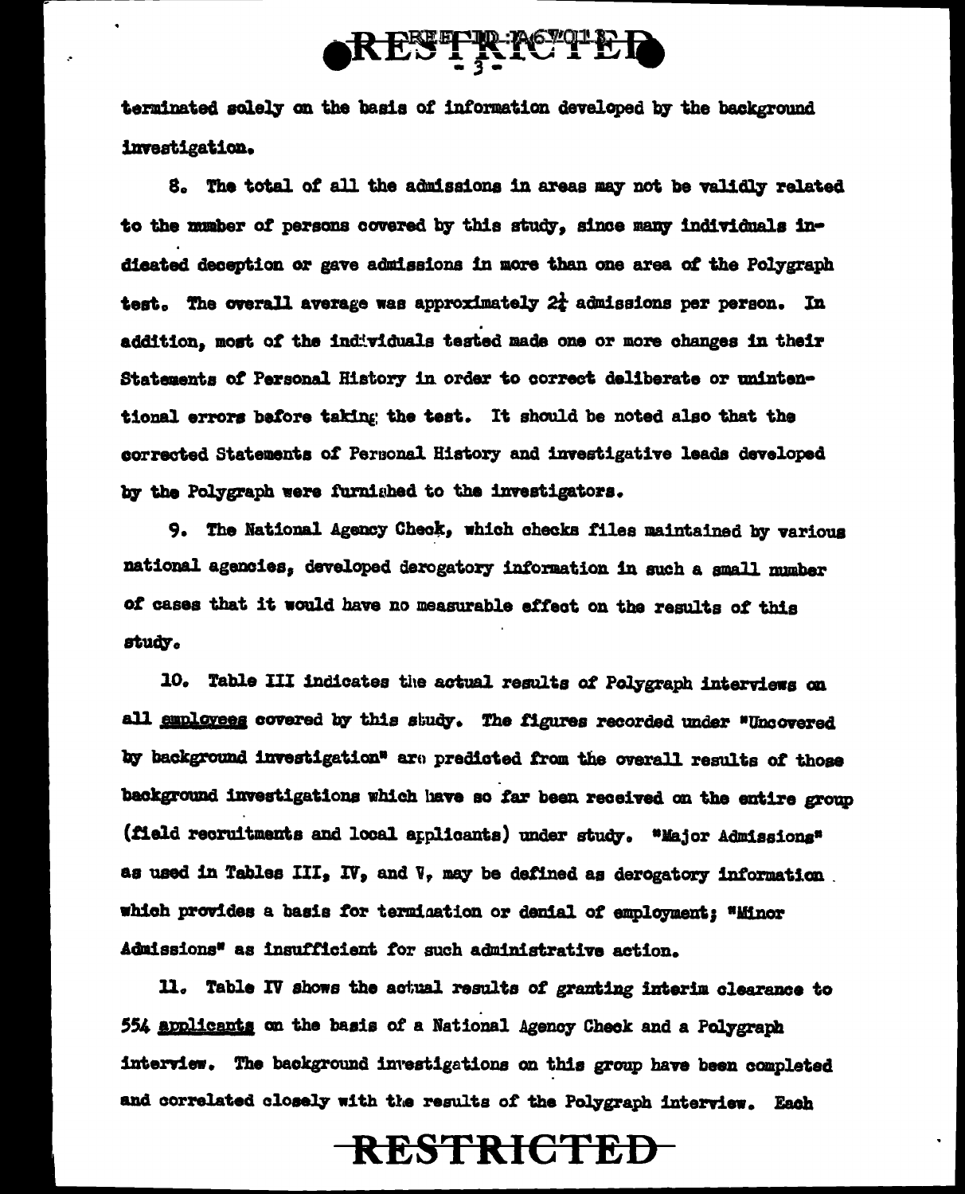terminated solely on the basis of information developed by the background investigation.

8. The total of all the admissions in areas may not be validly related to the number of persons covered by this study, since many individuals indicated deception or gave admissions in more than one area of the Polygraph test. The overall average was approximately 2¼ admissions per person. In addition, most of the individuals tested made one or more changes in their Statements of Personal History in order to correct deliberate or unintentional errors before taking the test. It should be noted also that the corrected Statements of Personal History and investigative leads developed by the Polygraph were furnished to the investigators.

9. The National Agency Check, which checks files maintained by various national agencies, developed derogatory information in such a small number of cases that it would have no measurable effect on the results of this study.

10. Table III indicates the actual results of Polygraph interviews on all employees covered by this study. The figures recorded under "Uncovered by background investigation" are predicted from the overall results of those background investigations which have so far been received on the entire group (field recruitments and local applicants) under study. "Major Admissions" as used in Tables III, IV, and V, may be defined as derogatory information which provides a basis for termination or denial of employment; "Minor Admissions" as insufficient for such administrative action.

11. Table IV shows the actual results of granting interim clearance to 554 applicants on the basis of a National Agency Check and a Polygraph interview. The background investigations on this group have been completed and correlated closely with the results of the Polygraph interview. Each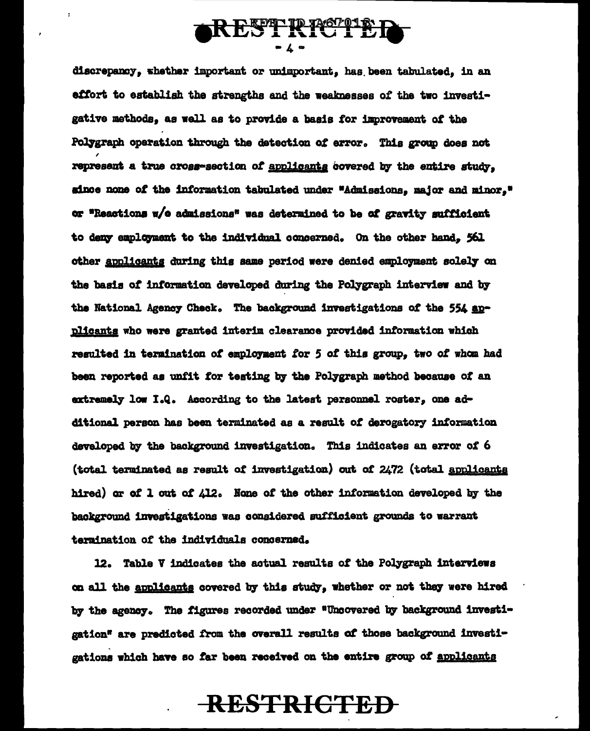discrepancy, whether important or unimportant, has been tabulated, in an effort to establish the strengths and the weaknesses of the two investigative methods, as well as to provide a basis for improvement of the Polygraph operation through the detection of error. This group does not represent a true cross-section of applicants covered by the entire study, since none of the information tabulated under "Admissions, major and minor," or "Reactions w/o admissions" was determined to be of gravity sufficient to deny employment to the individual concerned. On the other hand, 561 other applicants during this same period were denied employment solely on the basis of information developed during the Polygraph interview and by the National Agency Check. The background investigations of the 554 applicants who were granted interim clearance provided information which resulted in termination of employment for 5 of this group, two of whom had been reported as unfit for testing by the Polygraph method because of an extremely low I.Q. According to the latest personnel roster, one additional person has been terminated as a result of derogatory information developed by the background investigation. This indicates an error of 6 (total terminated as result of investigation) out of 2472 (total applicants hired) or of 1 out of 412. None of the other information developed by the background investigations was considered sufficient grounds to warrant termination of the individuals concerned.

12. Table V indicates the actual results of the Polygraph interviews on all the applicants covered by this study, whether or not they were hired by the agency. The figures recorded under "Uncovered by background investigation" are predicted from the overall results of those background investigations which have so far been received on the entire group of applicants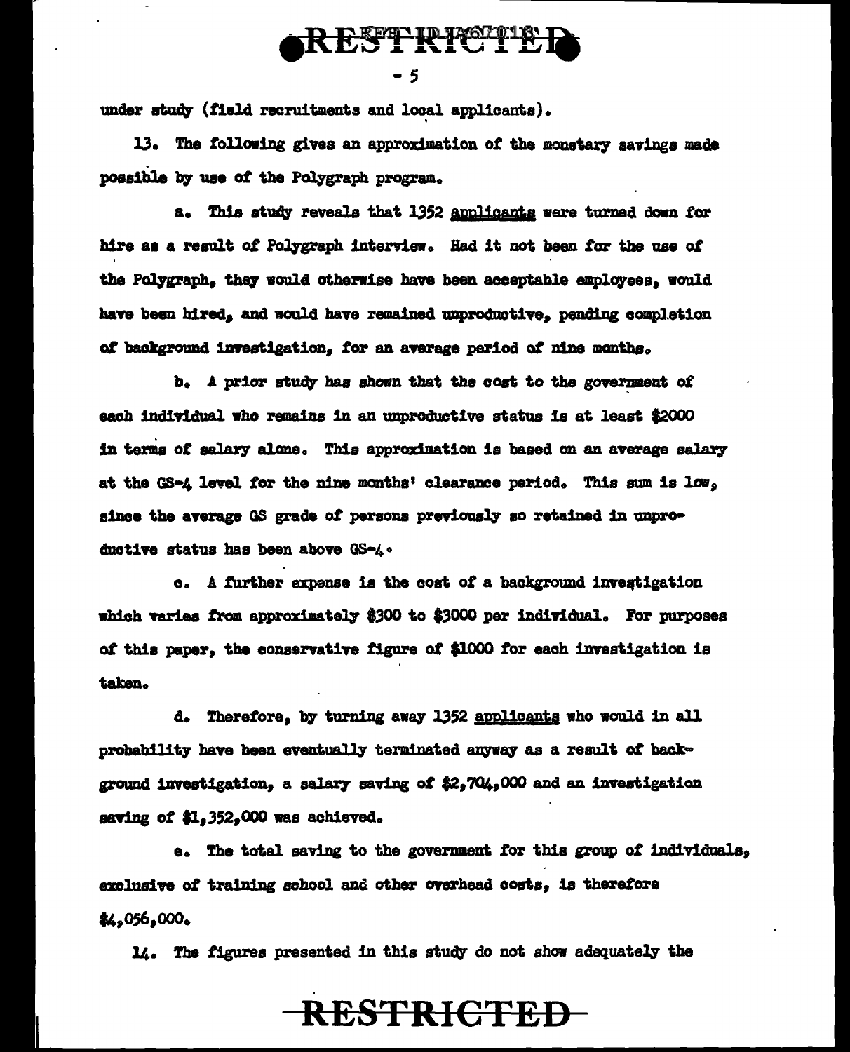under study (field recruitments and local applicants).

13. The following gives an approximation of the monetary savings made possible by use of the Polygraph program.

a. This study reveals that 1352 applicants were turned down for hire as a result of Polygraph interview. Had it not been for the use of the Polygraph, they would otherwise have been acceptable employees, would have been hired, and would have remained unproductive, pending completion of background investigation, for an average period of nine months.

b. A prior study has shown that the cost to the government of each individual who remains in an unproductive status is at least $2000 in terms of salary alone. This approximation is based on an average salary at the GS-4 level for the nine months' clearance period. This sum is low, since the average GS grade of persons previously so retained in unproductive status has been above GS-4.

c. A further expense is the cost of a background investigation which varies from approximately $300 to $3000 per individual. For purposes of this paper, the conservative figure of $1000 for each investigation is taken.

d. Therefore, by turning away 1352 applicants who would in all probability have been eventually terminated anyway as a result of background investigation, a salary saving of $2,704,000 and an investigation saving of $1,352,000 was achieved.

e. The total saving to the government for this group of individuals, exclusive of training school and other overhead costs, is therefore $4,056,000.

14. The figures presented in this study do not show adequately the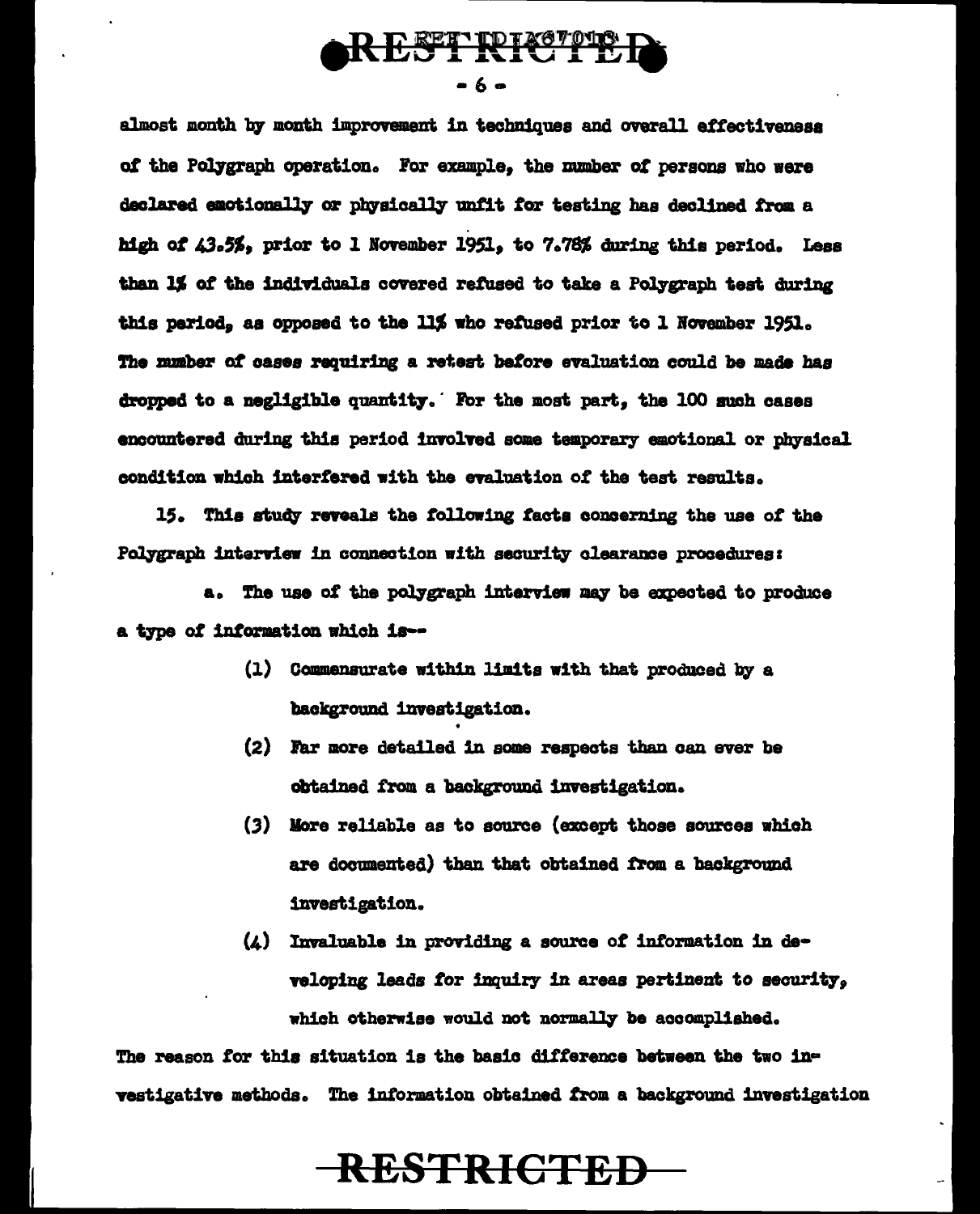almost month by month improvement in techniques and overall effectiveness of the Polygraph operation. For example, the number of persons who were declared emotionally or physically unfit for testing has declined from a high of 43.5%, prior to 1 November 1951, to 7.78% during this period. Less than 1% of the individuals covered refused to take a Polygraph test during this period, as opposed to the 11% who refused prior to 1 November 1951. The number of cases requiring a retest before evaluation could be made has dropped to a negligible quantity. For the most part, the 100 such cases encountered during this period involved some temporary emotional or physical condition which interfered with the evaluation of the test results.

15. This study reveals the following facts concerning the use of the Polygraph interview in connection with security clearance procedures:

a. The use of the polygraph interview may be expected to produce a type of information which is--

(1) Commensurate within limits with that produced by a background investigation.

(2) Far more detailed in some respects than can ever be obtained from a background investigation.

(3) More reliable as to source (except those sources which are documented) than that obtained from a background investigation.

(4) Invaluable in providing a source of information in developing leads for inquiry in areas pertinent to security, which otherwise would not normally be accomplished.

The reason for this situation is the basic difference between the two investigative methods. The information obtained from a background investigation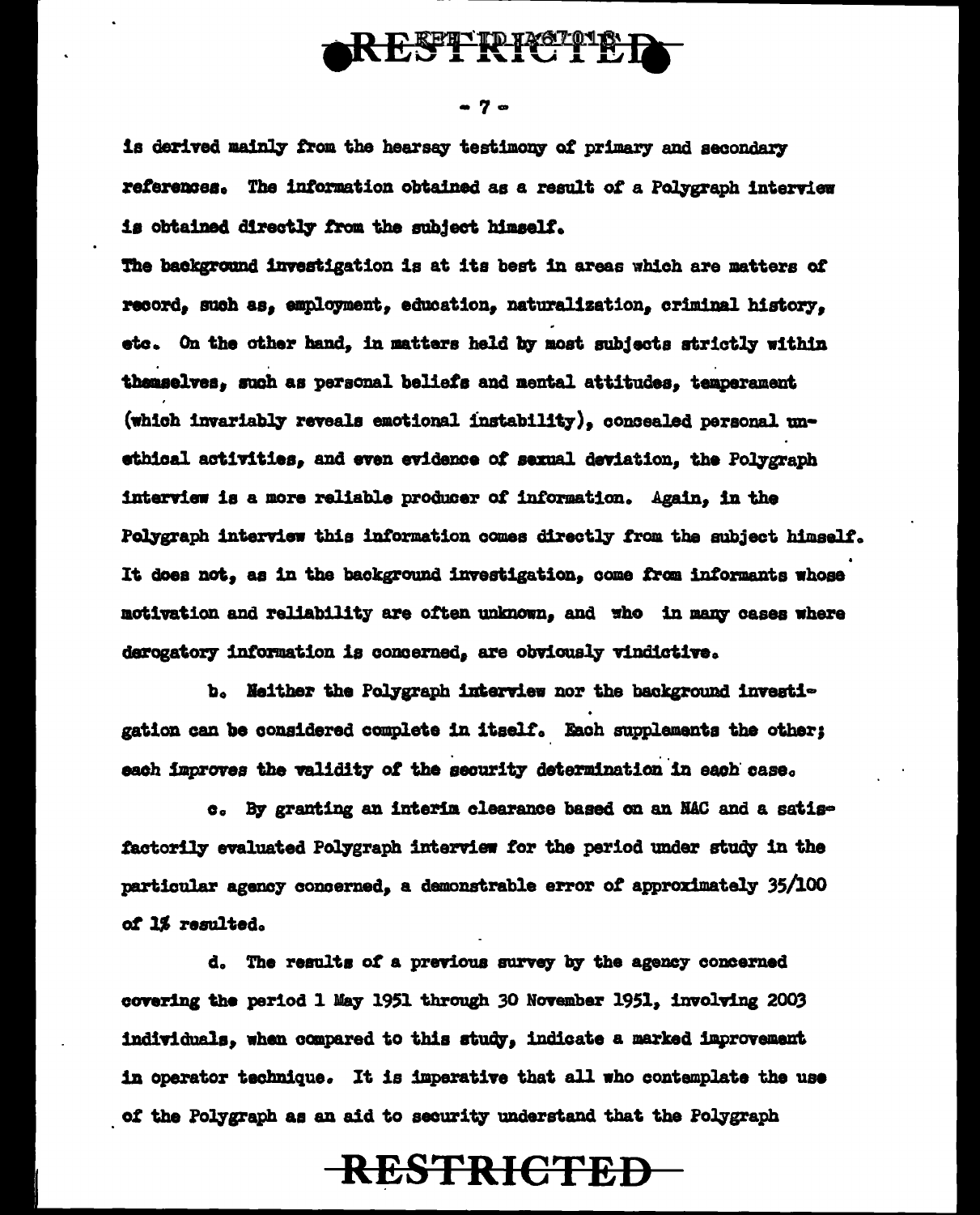is derived mainly from the hearsay testimony of primary and secondary references. The information obtained as a result of a Polygraph interview is obtained directly from the subject himself.

The background investigation is at its best in areas which are matters of record, such as, employment, education, naturalization, criminal history, etc. On the other hand, in matters held by most subjects strictly within themselves, such as personal beliefs and mental attitudes, temperament (which invariably reveals emotional instability), concealed personal unethical activities, and even evidence of sexual deviation, the Polygraph interview is a more reliable producer of information. Again, in the Polygraph interview this information comes directly from the subject himself. It does not, as in the background investigation, come from informants whose motivation and reliability are often unknown, and who in many cases where derogatory information is concerned, are obviously vindictive.

b. Neither the Polygraph interview nor the background investigation can be considered complete in itself. Each supplements the other; each improves the validity of the security determination in each case.

c. By granting an interim clearance based on an NAC and a satisfactorily evaluated Polygraph interview for the period under study in the particular agency concerned, a demonstrable error of approximately 35/100 of 1% resulted.

d. The results of a previous survey by the agency concerned covering the period 1 May 1951 through 30 November 1951, involving 2003 individuals, when compared to this study, indicate a marked improvement in operator technique. It is imperative that all who contemplate the use of the Polygraph as an aid to security understand that the Polygraph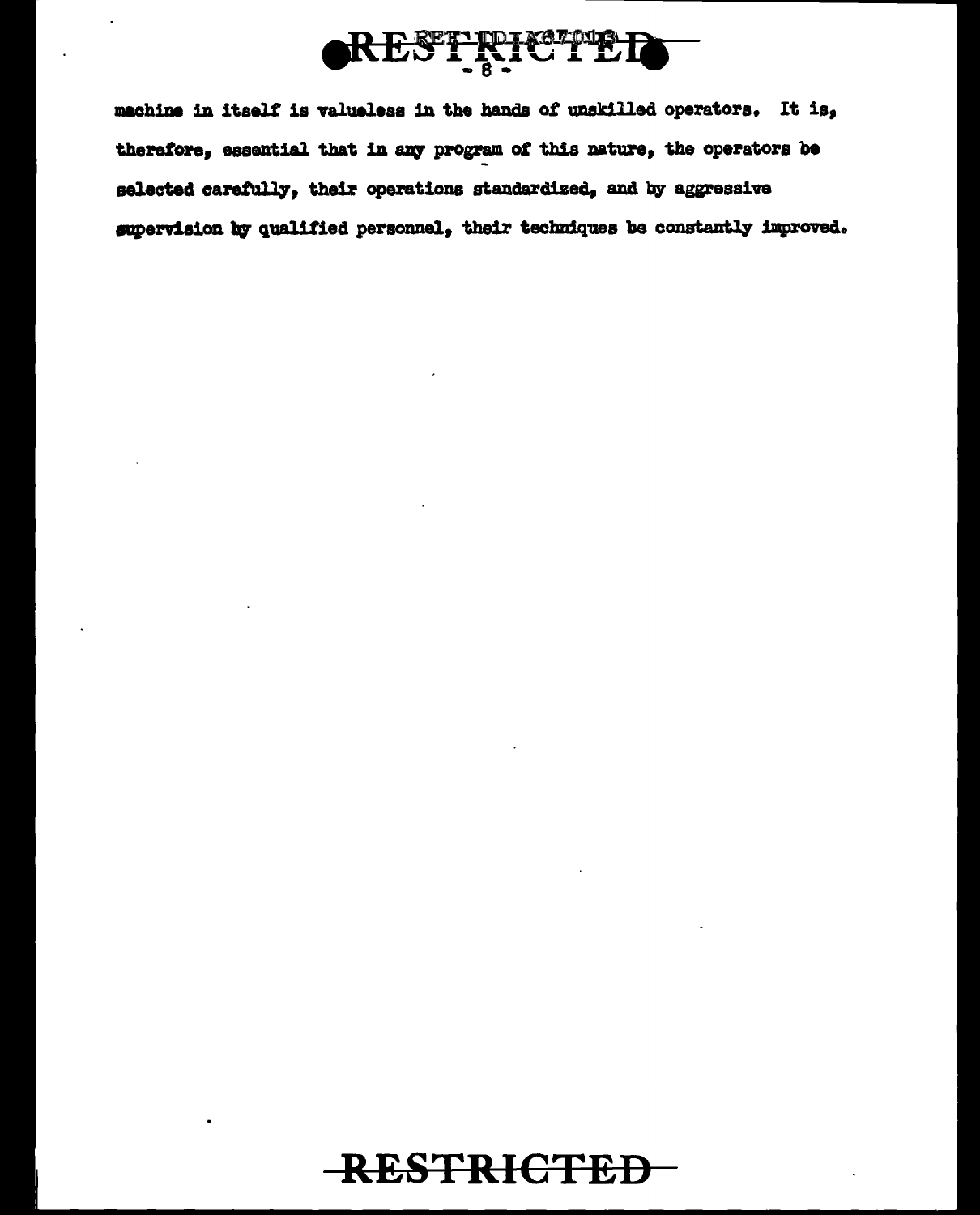machine in itself is valueless in the hands of unskilled operators. It is, therefore, essential that in any program of this nature, the operators be selected carefully, their operations standardized, and by aggressive supervision by qualified personnel, their techniques be constantly improved.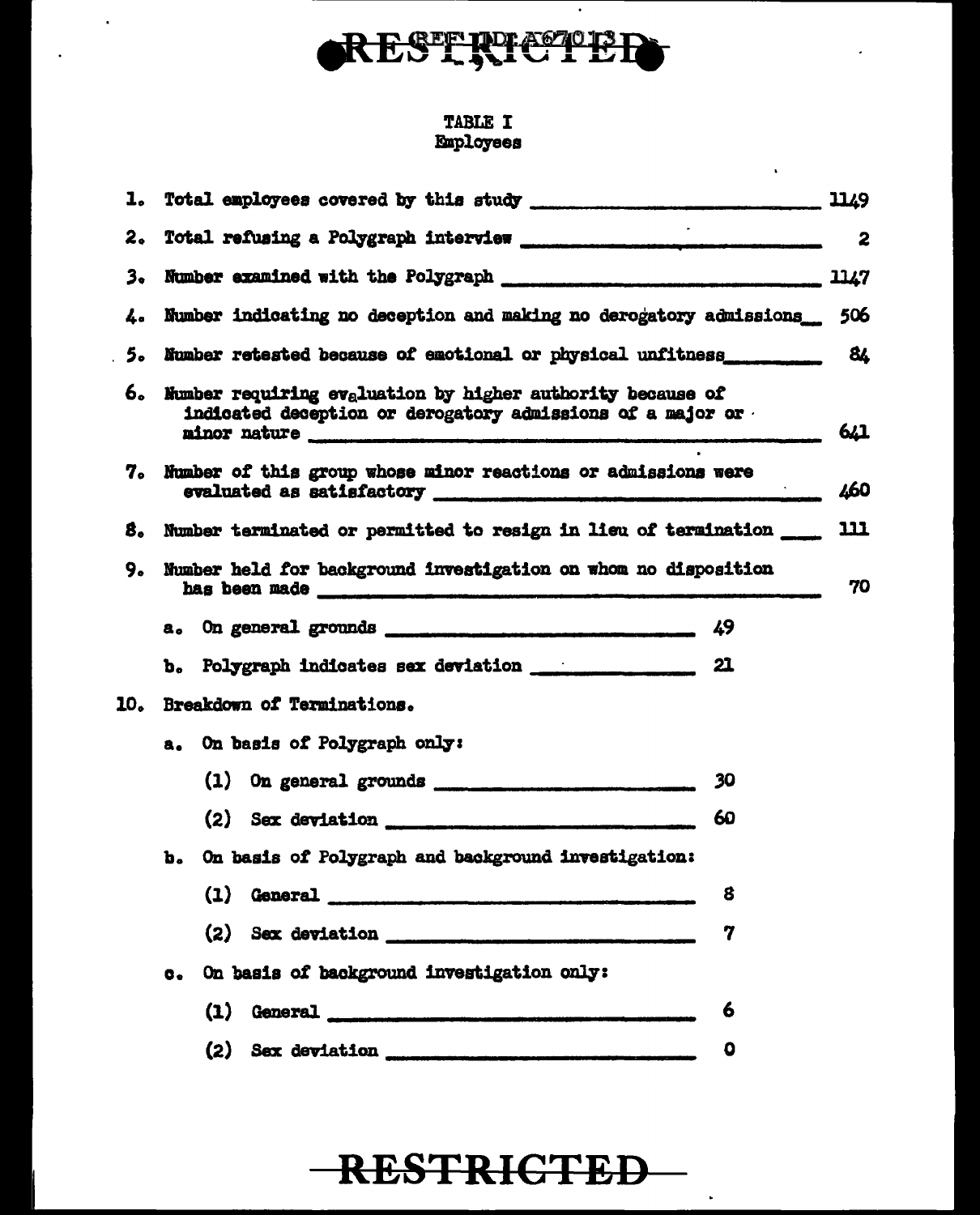RESTRICTED

REF ID:A67013

## TABLE I
### Employees

1. Total employees covered by this study ____________________ 1149
2. Total refusing a Polygraph interview ____________________ 2
3. Number examined with the Polygraph ____________________ 1147
4. Number indicating no deception and making no derogatory admissions__ 506
5. Number retested because of emotional or physical unfitness__________ 84
6. Number requiring evaluation by higher authority because of indicated deception or derogatory admissions of a major or minor nature ____________________ 641
7. Number of this group whose minor reactions or admissions were evaluated as satisfactory ____________________ 460
8. Number terminated or permitted to resign in lieu of termination ____ 111
9. Number held for background investigation on whom no disposition has been made ____________________ 70
   - a. On general grounds ____________________ 49
   - b. Polygraph indicates sex deviation ____________________ 21
10. Breakdown of Terminations.
    - a. On basis of Polygraph only:
      - (1) On general grounds ____________________ 30
      - (2) Sex deviation ____________________ 60
    - b. On basis of Polygraph and background investigation:
      - (1) General ____________________ 8
      - (2) Sex deviation ____________________ 7
    - c. On basis of background investigation only:
      - (1) General ____________________ 6
      - (2) Sex deviation ____________________ 0

RESTRICTED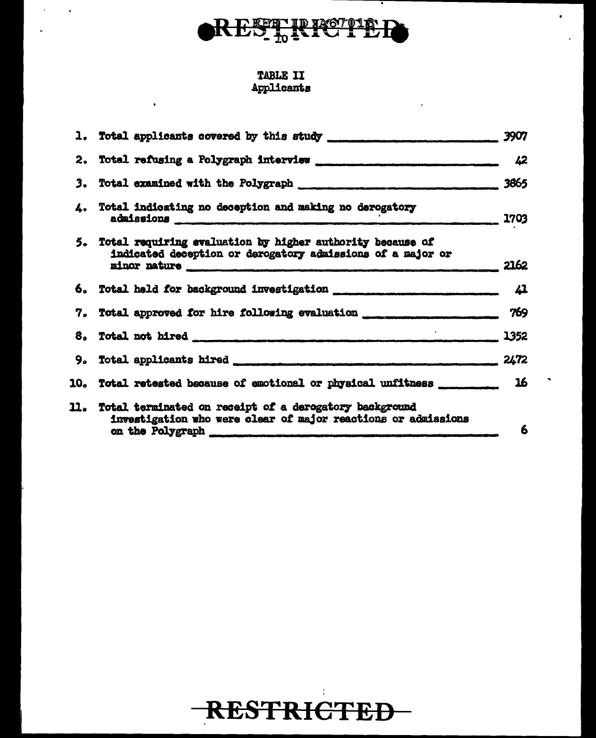TABLE II
Applicants

| | | |
|---|---|---|
| 1. | Total applicants covered by this study | 3907 |
| 2. | Total refusing a Polygraph interview | 42 |
| 3. | Total examined with the Polygraph | 3865 |
| 4. | Total indicating no deception and making no derogatory admissions | 1703 |
| 5. | Total requiring evaluation by higher authority because of indicated deception or derogatory admissions of a major or minor nature | 2162 |
| 6. | Total held for background investigation | 41 |
| 7. | Total approved for hire following evaluation | 769 |
| 8. | Total not hired | 1352 |
| 9. | Total applicants hired | 2472 |
| 10. | Total retested because of emotional or physical unfitness | 16 |
| 11. | Total terminated on receipt of a derogatory background investigation who were clear of major reactions or admissions on the Polygraph | 6 |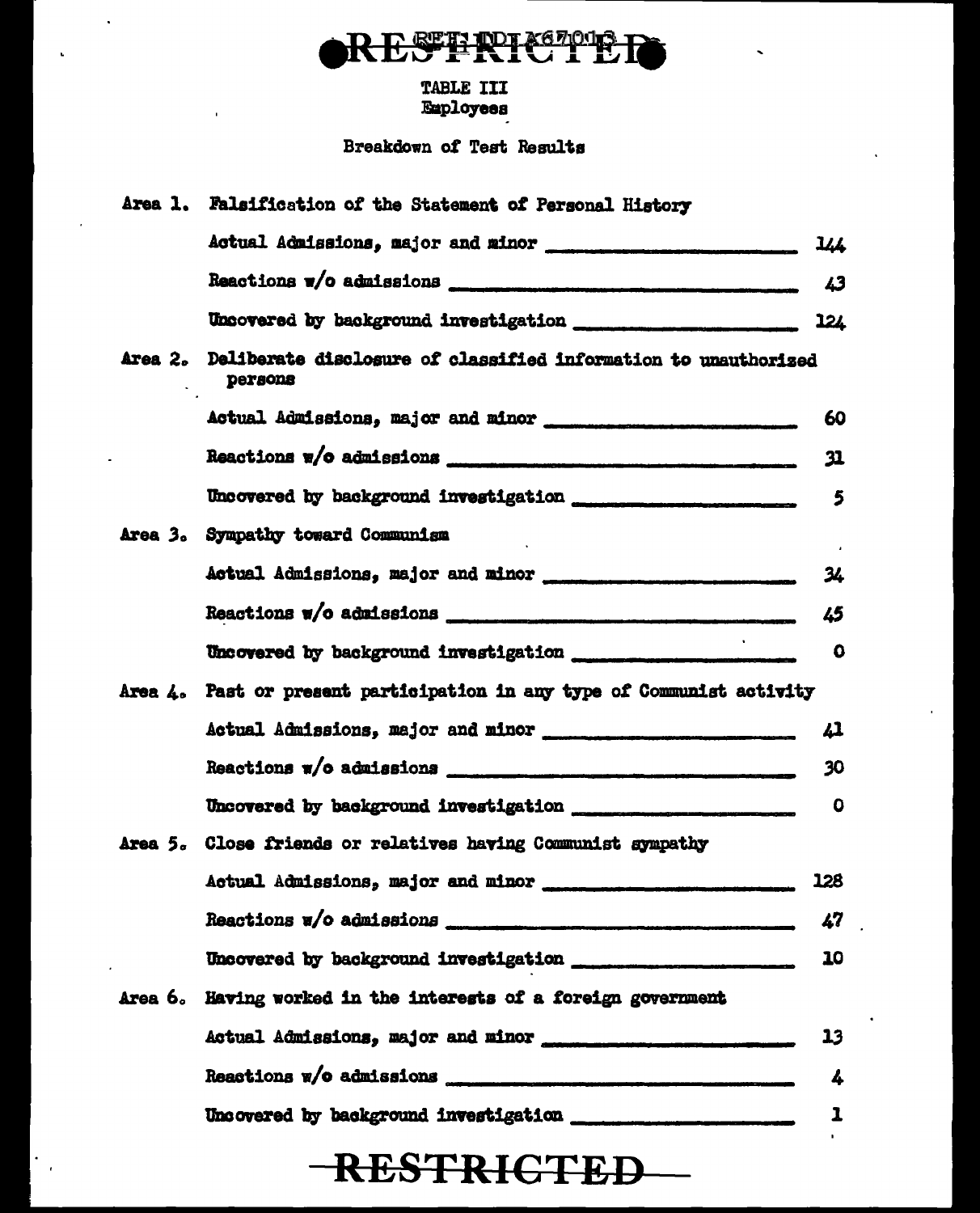RESTRICTED

TABLE III
Employees

Breakdown of Test Results

Area 1. Falsification of the Statement of Personal History

| | |
|---|---|
| Actual Admissions, major and minor | 144 |
| Reactions w/o admissions | 43 |
| Uncovered by background investigation | 124 |

Area 2. Deliberate disclosure of classified information to unauthorized persons

| | |
|---|---|
| Actual Admissions, major and minor | 60 |
| Reactions w/o admissions | 31 |
| Uncovered by background investigation | 5 |

Area 3. Sympathy toward Communism

| | |
|---|---|
| Actual Admissions, major and minor | 34 |
| Reactions w/o admissions | 45 |
| Uncovered by background investigation | 0 |

Area 4. Past or present participation in any type of Communist activity

| | |
|---|---|
| Actual Admissions, major and minor | 41 |
| Reactions w/o admissions | 30 |
| Uncovered by background investigation | 0 |

Area 5. Close friends or relatives having Communist sympathy

| | |
|---|---|
| Actual Admissions, major and minor | 128 |
| Reactions w/o admissions | 47 |
| Uncovered by background investigation | 10 |

Area 6. Having worked in the interests of a foreign government

| | |
|---|---|
| Actual Admissions, major and minor | 13 |
| Reactions w/o admissions | 4 |
| Uncovered by background investigation | 1 |

RESTRICTED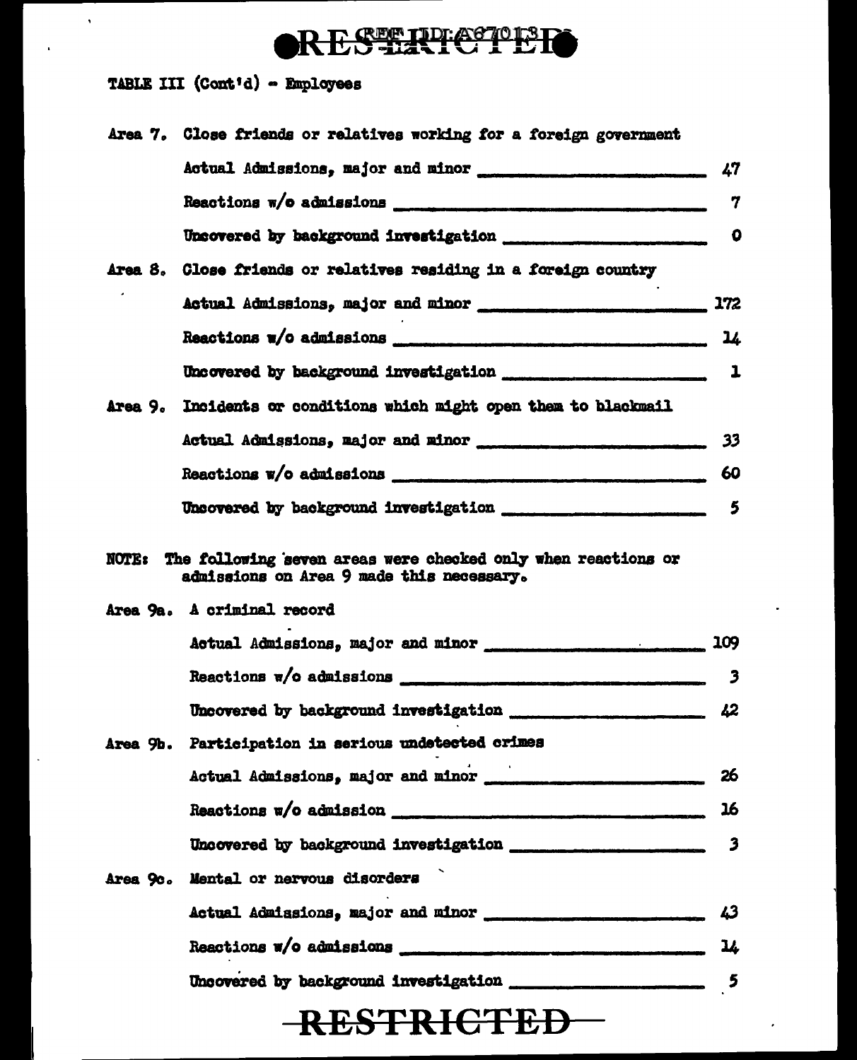TABLE III (Cont'd) - Employees

Area 7. Close friends or relatives working for a foreign government

| | |
|---|---|
| Actual Admissions, major and minor | 47 |
| Reactions w/o admissions | 7 |
| Uncovered by background investigation | 0 |

Area 8. Close friends or relatives residing in a foreign country

| | |
|---|---|
| Actual Admissions, major and minor | 172 |
| Reactions w/o admissions | 14 |
| Uncovered by background investigation | 1 |

Area 9. Incidents or conditions which might open them to blackmail

| | |
|---|---|
| Actual Admissions, major and minor | 33 |
| Reactions w/o admissions | 60 |
| Uncovered by background investigation | 5 |

NOTE: The following seven areas were checked only when reactions or admissions on Area 9 made this necessary.

Area 9a. A criminal record

| | |
|---|---|
| Actual Admissions, major and minor | 109 |
| Reactions w/o admissions | 3 |
| Uncovered by background investigation | 42 |

Area 9b. Participation in serious undetected crimes

| | |
|---|---|
| Actual Admissions, major and minor | 26 |
| Reactions w/o admission | 16 |
| Uncovered by background investigation | 3 |

Area 9c. Mental or nervous disorders

| | |
|---|---|
| Actual Admissions, major and minor | 43 |
| Reactions w/o admissions | 14 |
| Uncovered by background investigation | 5 |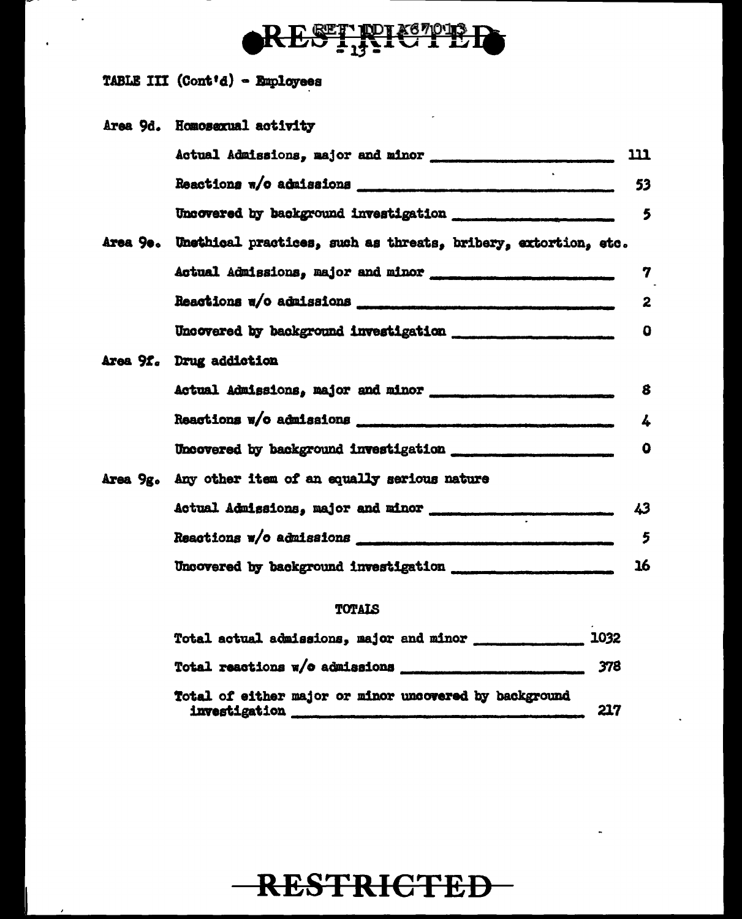RESTRICTED

TABLE III (Cont'd) - Employees

Area 9d. Homosexual activity

| | |
|---|---|
| Actual Admissions, major and minor | 111 |
| Reactions w/o admissions | 53 |
| Uncovered by background investigation | 5 |

Area 9e. Unethical practices, such as threats, bribery, extortion, etc.

| | |
|---|---|
| Actual Admissions, major and minor | 7 |
| Reactions w/o admissions | 2 |
| Uncovered by background investigation | 0 |

Area 9f. Drug addiction

| | |
|---|---|
| Actual Admissions, major and minor | 8 |
| Reactions w/o admissions | 4 |
| Uncovered by background investigation | 0 |

Area 9g. Any other item of an equally serious nature

| | |
|---|---|
| Actual Admissions, major and minor | 43 |
| Reactions w/o admissions | 5 |
| Uncovered by background investigation | 16 |

TOTALS

| | |
|---|---|
| Total actual admissions, major and minor | 1032 |
| Total reactions w/o admissions | 378 |
| Total of either major or minor uncovered by background investigation | 217 |

RESTRICTED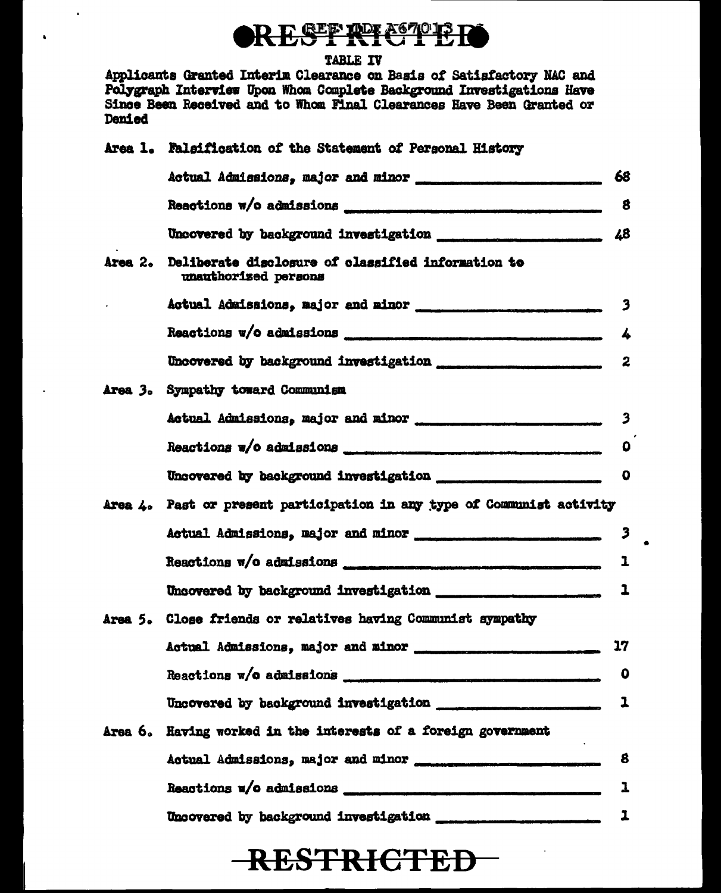RESTRICTED

REF ID:A67013

TABLE IV

Applicants Granted Interim Clearance on Basis of Satisfactory NAC and Polygraph Interview Upon Whom Complete Background Investigations Have Since Been Received and to Whom Final Clearances Have Been Granted or Denied

Area 1. Falsification of the Statement of Personal History

| | |
|---|---|
| Actual Admissions, major and minor | 68 |
| Reactions w/o admissions | 8 |
| Uncovered by background investigation | 48 |

Area 2. Deliberate disclosure of classified information to unauthorized persons

| | |
|---|---|
| Actual Admissions, major and minor | 3 |
| Reactions w/o admissions | 4 |
| Uncovered by background investigation | 2 |

Area 3. Sympathy toward Communism

| | |
|---|---|
| Actual Admissions, major and minor | 3 |
| Reactions w/o admissions | 0 |
| Uncovered by background investigation | 0 |

Area 4. Past or present participation in any type of Communist activity

| | |
|---|---|
| Actual Admissions, major and minor | 3 |
| Reactions w/o admissions | 1 |
| Uncovered by background investigation | 1 |

Area 5. Close friends or relatives having Communist sympathy

| | |
|---|---|
| Actual Admissions, major and minor | 17 |
| Reactions w/o admissions | 0 |
| Uncovered by background investigation | 1 |

Area 6. Having worked in the interests of a foreign government

| | |
|---|---|
| Actual Admissions, major and minor | 8 |
| Reactions w/o admissions | 1 |
| Uncovered by background investigation | 1 |

RESTRICTED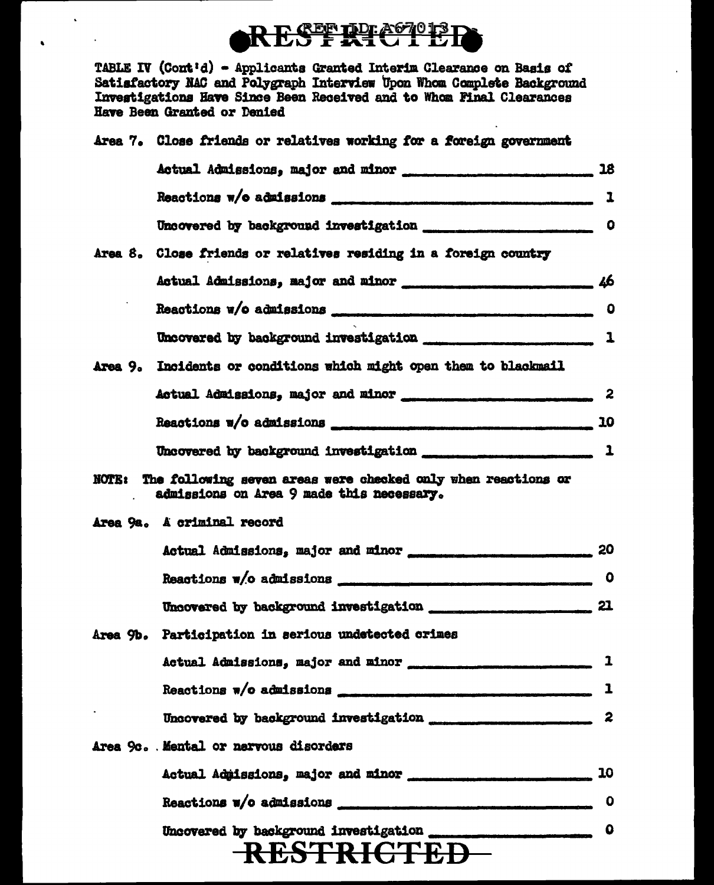RESTRICTED

TABLE IV (Cont'd) - Applicants Granted Interim Clearance on Basis of Satisfactory NAC and Polygraph Interview Upon Whom Complete Background Investigations Have Since Been Received and to Whom Final Clearances Have Been Granted or Denied

**Area 7.** Close friends or relatives working for a foreign government

| | |
|---|---|
| Actual Admissions, major and minor | 18 |
| Reactions w/o admissions | 1 |
| Uncovered by background investigation | 0 |

**Area 8.** Close friends or relatives residing in a foreign country

| | |
|---|---|
| Actual Admissions, major and minor | 46 |
| Reactions w/o admissions | 0 |
| Uncovered by background investigation | 1 |

**Area 9.** Incidents or conditions which might open them to blackmail

| | |
|---|---|
| Actual Admissions, major and minor | 2 |
| Reactions w/o admissions | 10 |
| Uncovered by background investigation | 1 |

NOTE: The following seven areas were checked only when reactions or admissions on Area 9 made this necessary.

**Area 9a.** A criminal record

| | |
|---|---|
| Actual Admissions, major and minor | 20 |
| Reactions w/o admissions | 0 |
| Uncovered by background investigation | 21 |

**Area 9b.** Participation in serious undetected crimes

| | |
|---|---|
| Actual Admissions, major and minor | 1 |
| Reactions w/o admissions | 1 |
| Uncovered by background investigation | 2 |

**Area 9c.** Mental or nervous disorders

| | |
|---|---|
| Actual Admissions, major and minor | 10 |
| Reactions w/o admissions | 0 |
| Uncovered by background investigation | 0 |

RESTRICTED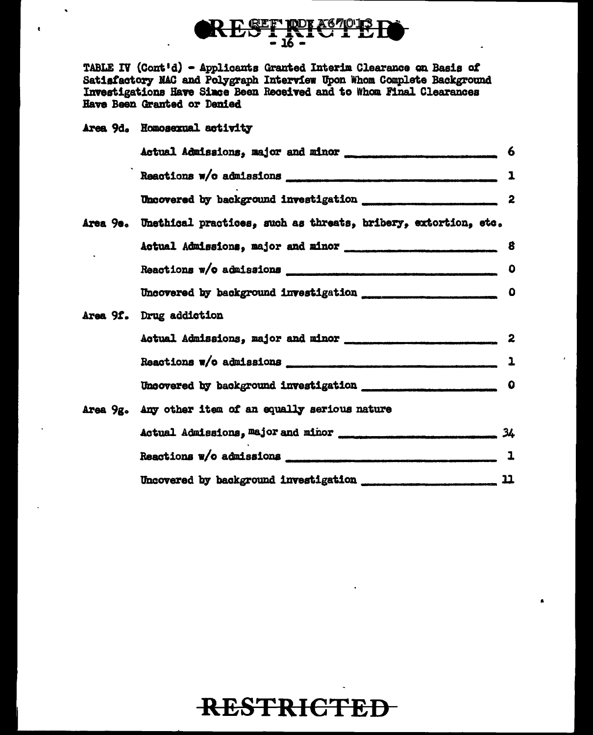TABLE IV (Cont'd) - Applicants Granted Interim Clearance on Basis of Satisfactory NAC and Polygraph Interview Upon Whom Complete Background Investigations Have Since Been Received and to Whom Final Clearances Have Been Granted or Denied

Area 9d. Homosexual activity

| | |
|---|---|
| Actual Admissions, major and minor | 6 |
| Reactions w/o admissions | 1 |
| Uncovered by background investigation | 2 |

Area 9e. Unethical practices, such as threats, bribery, extortion, etc.

| | |
|---|---|
| Actual Admissions, major and minor | 8 |
| Reactions w/o admissions | 0 |
| Uncovered by background investigation | 0 |

Area 9f. Drug addiction

| | |
|---|---|
| Actual Admissions, major and minor | 2 |
| Reactions w/o admissions | 1 |
| Uncovered by background investigation | 0 |

Area 9g. Any other item of an equally serious nature

| | |
|---|---|
| Actual Admissions, major and minor | 34 |
| Reactions w/o admissions | 1 |
| Uncovered by background investigation | 11 |

RESTRICTED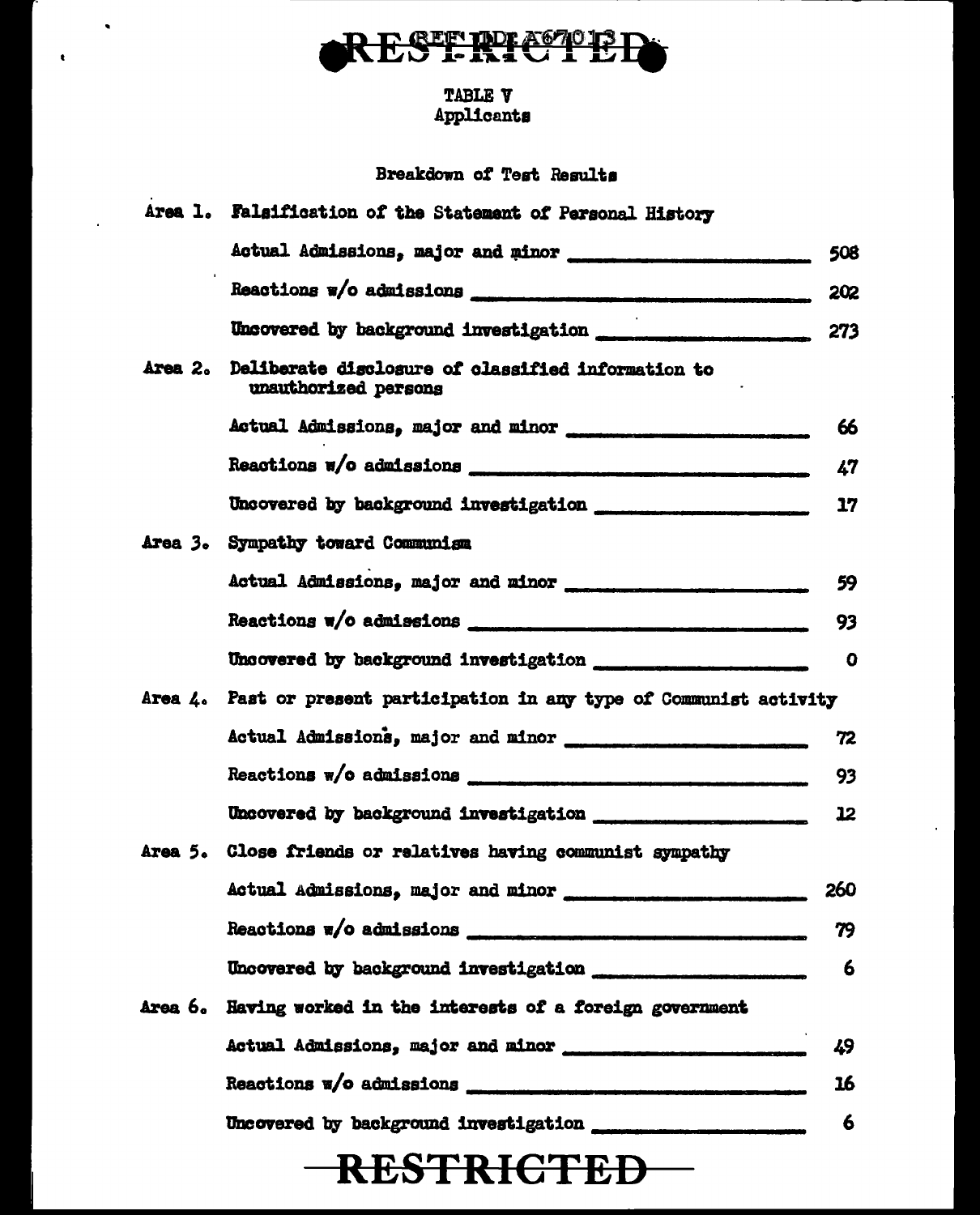RESTRICTED

REF ID:A67013

TABLE V
Applicants

Breakdown of Test Results

Area 1. Falsification of the Statement of Personal History

| | |
|---|---|
| Actual Admissions, major and minor | 508 |
| Reactions w/o admissions | 202 |
| Uncovered by background investigation | 273 |

Area 2. Deliberate disclosure of classified information to unauthorized persons

| | |
|---|---|
| Actual Admissions, major and minor | 66 |
| Reactions w/o admissions | 47 |
| Uncovered by background investigation | 17 |

Area 3. Sympathy toward Communism

| | |
|---|---|
| Actual Admissions, major and minor | 59 |
| Reactions w/o admissions | 93 |
| Uncovered by background investigation | 0 |

Area 4. Past or present participation in any type of Communist activity

| | |
|---|---|
| Actual Admissions, major and minor | 72 |
| Reactions w/o admissions | 93 |
| Uncovered by background investigation | 12 |

Area 5. Close friends or relatives having communist sympathy

| | |
|---|---|
| Actual Admissions, major and minor | 260 |
| Reactions w/o admissions | 79 |
| Uncovered by background investigation | 6 |

Area 6. Having worked in the interests of a foreign government

| | |
|---|---|
| Actual Admissions, major and minor | 49 |
| Reactions w/o admissions | 16 |
| Uncovered by background investigation | 6 |

RESTRICTED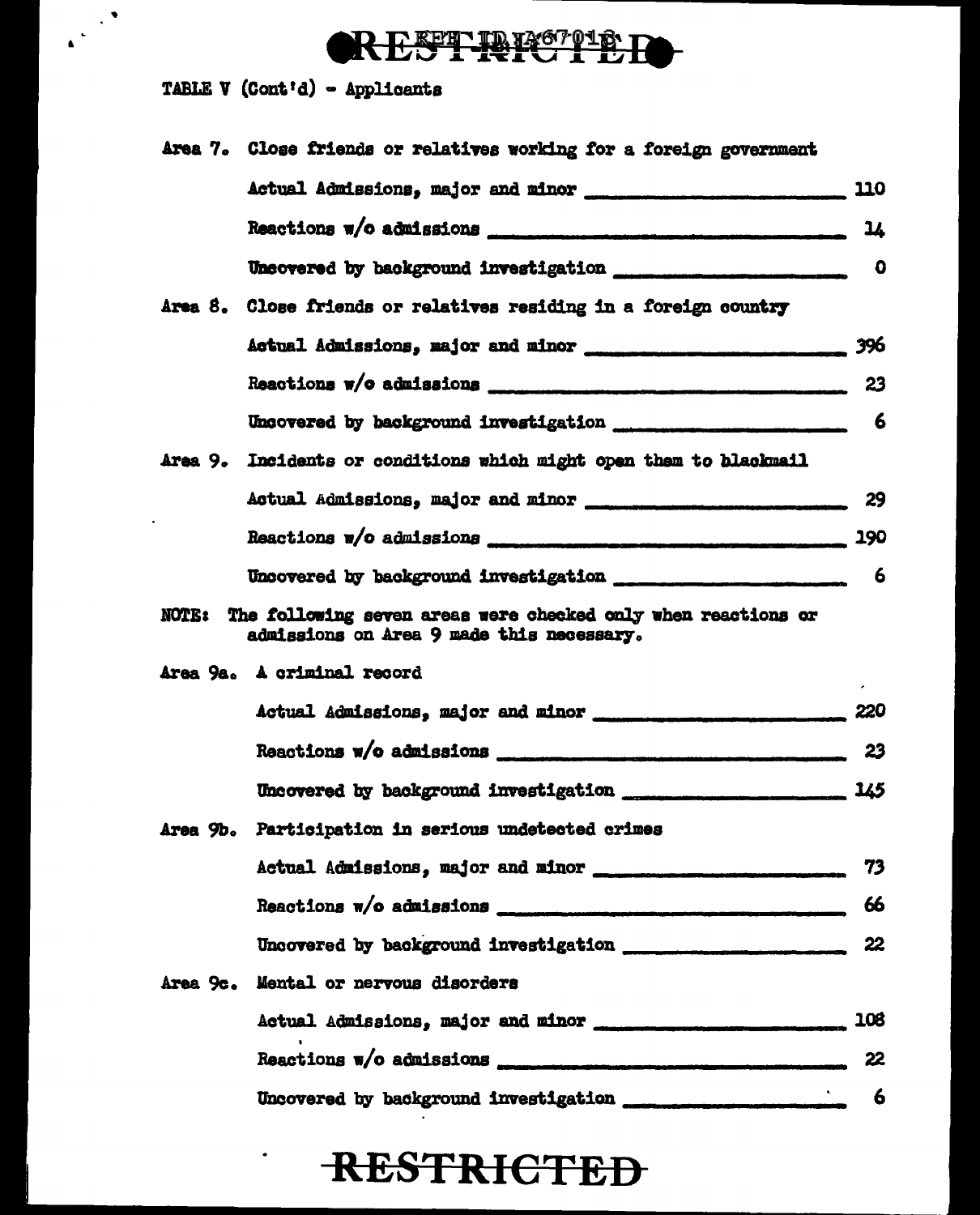TABLE V (Cont'd) - Applicants

Area 7. Close friends or relatives working for a foreign government

| | |
|---|---|
| Actual Admissions, major and minor | 110 |
| Reactions w/o admissions | 14 |
| Uncovered by background investigation | 0 |

Area 8. Close friends or relatives residing in a foreign country

| | |
|---|---|
| Actual Admissions, major and minor | 396 |
| Reactions w/o admissions | 23 |
| Uncovered by background investigation | 6 |

Area 9. Incidents or conditions which might open them to blackmail

| | |
|---|---|
| Actual Admissions, major and minor | 29 |
| Reactions w/o admissions | 190 |
| Uncovered by background investigation | 6 |

NOTE: The following seven areas were checked only when reactions or admissions on Area 9 made this necessary.

Area 9a. A criminal record

| | |
|---|---|
| Actual Admissions, major and minor | 220 |
| Reactions w/o admissions | 23 |
| Uncovered by background investigation | 145 |

Area 9b. Participation in serious undetected crimes

| | |
|---|---|
| Actual Admissions, major and minor | 73 |
| Reactions w/o admissions | 66 |
| Uncovered by background investigation | 22 |

Area 9c. Mental or nervous disorders

| | |
|---|---|
| Actual Admissions, major and minor | 108 |
| Reactions w/o admissions | 22 |
| Uncovered by background investigation | 6 |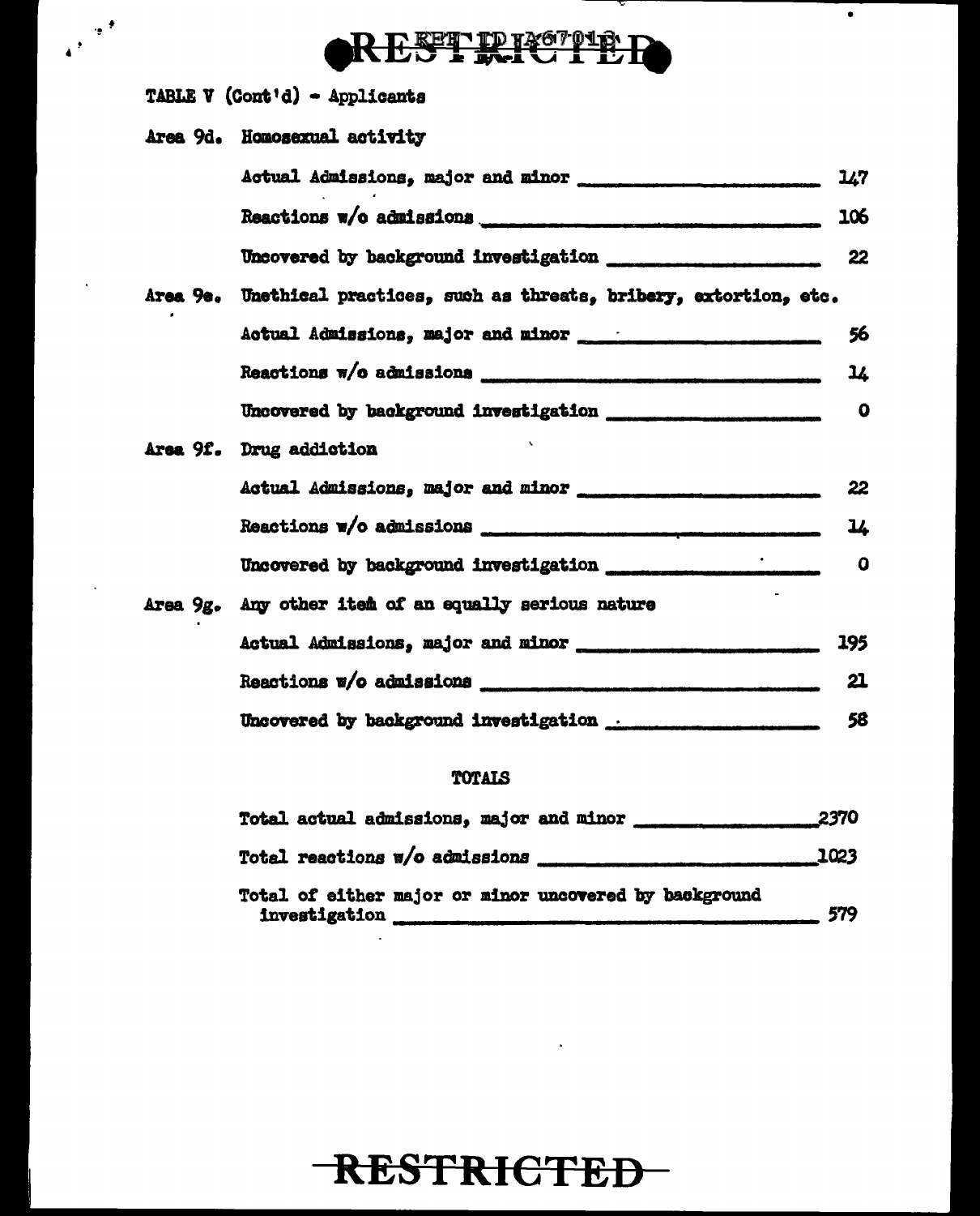RESTRICTED

TABLE V (Cont'd) - Applicants

Area 9d. Homosexual activity

| | |
|---|---|
| Actual Admissions, major and minor | 147 |
| Reactions w/o admissions | 106 |
| Uncovered by background investigation | 22 |

Area 9e. Unethical practices, such as threats, bribery, extortion, etc.

| | |
|---|---|
| Actual Admissions, major and minor | 56 |
| Reactions w/o admissions | 14 |
| Uncovered by background investigation | 0 |

Area 9f. Drug addiction

| | |
|---|---|
| Actual Admissions, major and minor | 22 |
| Reactions w/o admissions | 14 |
| Uncovered by background investigation | 0 |

Area 9g. Any other item of an equally serious nature

| | |
|---|---|
| Actual Admissions, major and minor | 195 |
| Reactions w/o admissions | 21 |
| Uncovered by background investigation | 58 |

TOTALS

| | |
|---|---|
| Total actual admissions, major and minor | 2370 |
| Total reactions w/o admissions | 1023 |
| Total of either major or minor uncovered by background investigation | 579 |

RESTRICTED